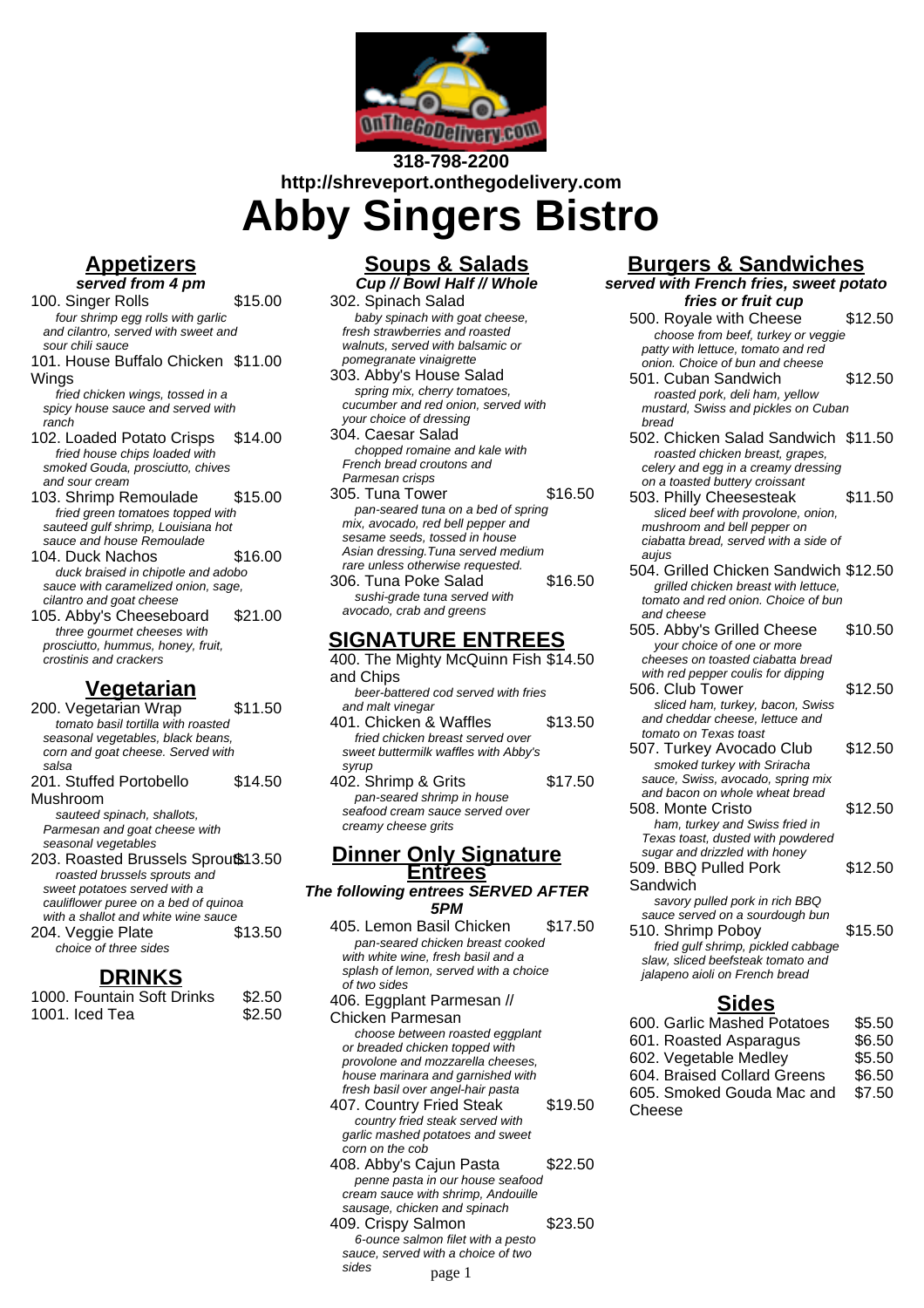**318-798-2200**
**http://shreveport.onthegodelivery.com**

# Abby Singers Bistro

## Appetizers

**served from 4 pm**

100. Singer Rolls $15.00
*four shrimp egg rolls with garlic and cilantro, served with sweet and sour chili sauce*

101. House Buffalo Chicken Wings $11.00
*fried chicken wings, tossed in a spicy house sauce and served with ranch*

102. Loaded Potato Crisps $14.00
*fried house chips loaded with smoked Gouda, prosciutto, chives and sour cream*

103. Shrimp Remoulade $15.00
*fried green tomatoes topped with sauteed gulf shrimp, Louisiana hot sauce and house Remoulade*

104. Duck Nachos $16.00
*duck braised in chipotle and adobo sauce with caramelized onion, sage, cilantro and goat cheese*

105. Abby's Cheeseboard $21.00
*three gourmet cheeses with prosciutto, hummus, honey, fruit, crostinis and crackers*

## Vegetarian

200. Vegetarian Wrap $11.50
*tomato basil tortilla with roasted seasonal vegetables, black beans, corn and goat cheese. Served with salsa*

201. Stuffed Portobello Mushroom $14.50
*sauteed spinach, shallots, Parmesan and goat cheese with seasonal vegetables*

203. Roasted Brussels Sprouts $13.50
*roasted brussels sprouts and sweet potatoes served with a cauliflower puree on a bed of quinoa with a shallot and white wine sauce*

204. Veggie Plate $13.50
*choice of three sides*

## DRINKS

1000. Fountain Soft Drinks $2.50

1001. Iced Tea $2.50

## Soups & Salads

**Cup // Bowl Half // Whole**

302. Spinach Salad
*baby spinach with goat cheese, fresh strawberries and roasted walnuts, served with balsamic or pomegranate vinaigrette*

303. Abby's House Salad
*spring mix, cherry tomatoes, cucumber and red onion, served with your choice of dressing*

304. Caesar Salad
*chopped romaine and kale with French bread croutons and Parmesan crisps*

305. Tuna Tower $16.50
*pan-seared tuna on a bed of spring mix, avocado, red bell pepper and sesame seeds, tossed in house Asian dressing.Tuna served medium rare unless otherwise requested.*

306. Tuna Poke Salad $16.50
*sushi-grade tuna served with avocado, crab and greens*

## SIGNATURE ENTREES

400. The Mighty McQuinn Fish and Chips $14.50
*beer-battered cod served with fries and malt vinegar*

401. Chicken & Waffles $13.50
*fried chicken breast served over sweet buttermilk waffles with Abby's syrup*

402. Shrimp & Grits $17.50
*pan-seared shrimp in house seafood cream sauce served over creamy cheese grits*

## Dinner Only Signature Entrees

**The following entrees SERVED AFTER 5PM**

405. Lemon Basil Chicken $17.50
*pan-seared chicken breast cooked with white wine, fresh basil and a splash of lemon, served with a choice of two sides*

406. Eggplant Parmesan // Chicken Parmesan
*choose between roasted eggplant or breaded chicken topped with provolone and mozzarella cheeses, house marinara and garnished with fresh basil over angel-hair pasta*

407. Country Fried Steak $19.50
*country fried steak served with garlic mashed potatoes and sweet corn on the cob*

408. Abby's Cajun Pasta $22.50
*penne pasta in our house seafood cream sauce with shrimp, Andouille sausage, chicken and spinach*

409. Crispy Salmon $23.50
*6-ounce salmon filet with a pesto sauce, served with a choice of two sides*

## Burgers & Sandwiches

**served with French fries, sweet potato fries or fruit cup**

500. Royale with Cheese $12.50
*choose from beef, turkey or veggie patty with lettuce, tomato and red onion. Choice of bun and cheese*

501. Cuban Sandwich $12.50
*roasted pork, deli ham, yellow mustard, Swiss and pickles on Cuban bread*

502. Chicken Salad Sandwich $11.50
*roasted chicken breast, grapes, celery and egg in a creamy dressing on a toasted buttery croissant*

503. Philly Cheesesteak $11.50
*sliced beef with provolone, onion, mushroom and bell pepper on ciabatta bread, served with a side of aujus*

504. Grilled Chicken Sandwich $12.50
*grilled chicken breast with lettuce, tomato and red onion. Choice of bun and cheese*

505. Abby's Grilled Cheese $10.50
*your choice of one or more cheeses on toasted ciabatta bread with red pepper coulis for dipping*

506. Club Tower $12.50
*sliced ham, turkey, bacon, Swiss and cheddar cheese, lettuce and tomato on Texas toast*

507. Turkey Avocado Club $12.50
*smoked turkey with Sriracha sauce, Swiss, avocado, spring mix and bacon on whole wheat bread*

508. Monte Cristo $12.50
*ham, turkey and Swiss fried in Texas toast, dusted with powdered sugar and drizzled with honey*

509. BBQ Pulled Pork Sandwich $12.50
*savory pulled pork in rich BBQ sauce served on a sourdough bun*

510. Shrimp Poboy $15.50
*fried gulf shrimp, pickled cabbage slaw, sliced beefsteak tomato and jalapeno aioli on French bread*

## Sides

600. Garlic Mashed Potatoes $5.50

601. Roasted Asparagus $6.50

602. Vegetable Medley $5.50

604. Braised Collard Greens $6.50

605. Smoked Gouda Mac and Cheese $7.50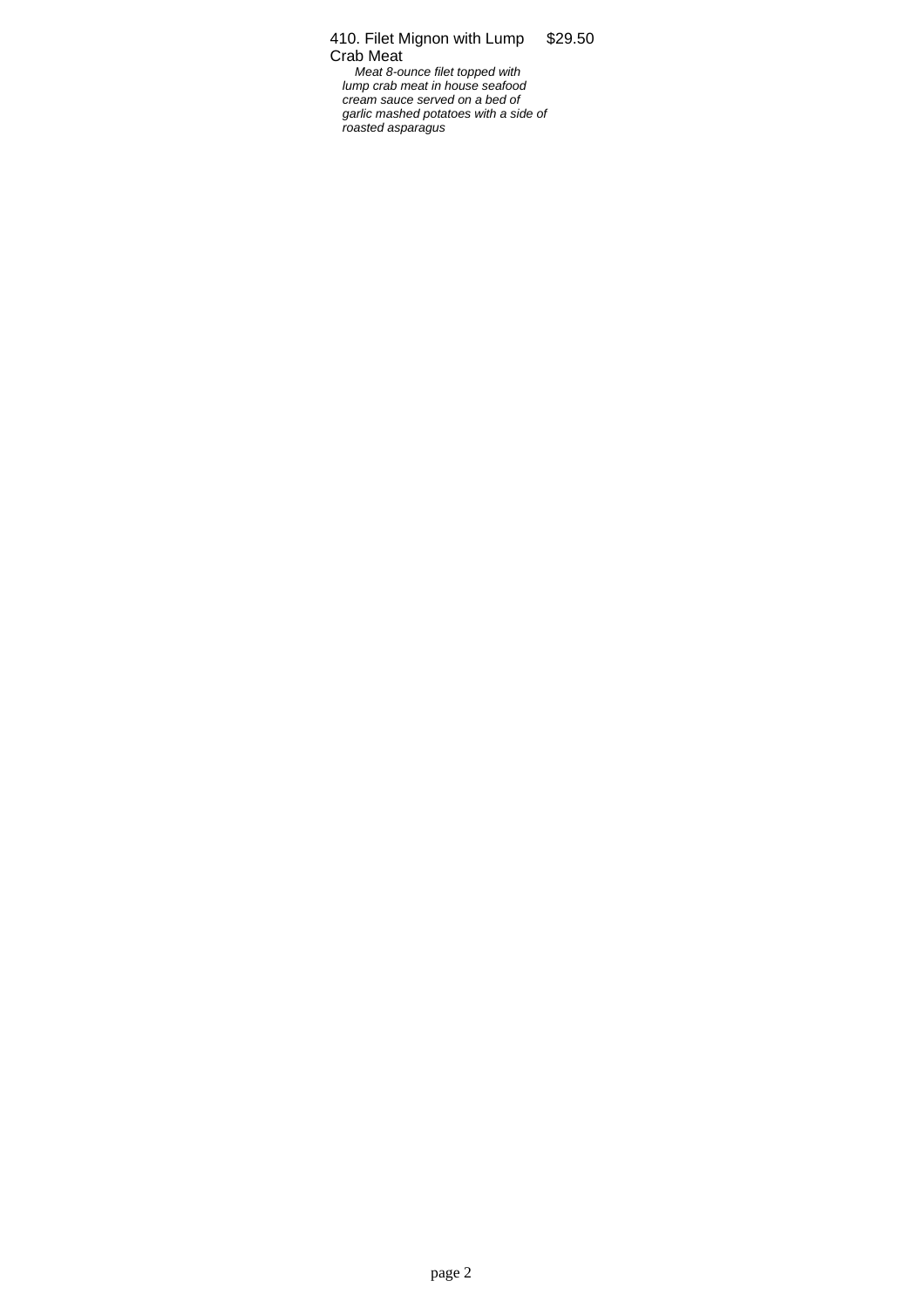410. Filet Mignon with Lump Crab Meat $29.50

*Meat 8-ounce filet topped with lump crab meat in house seafood cream sauce served on a bed of garlic mashed potatoes with a side of roasted asparagus*